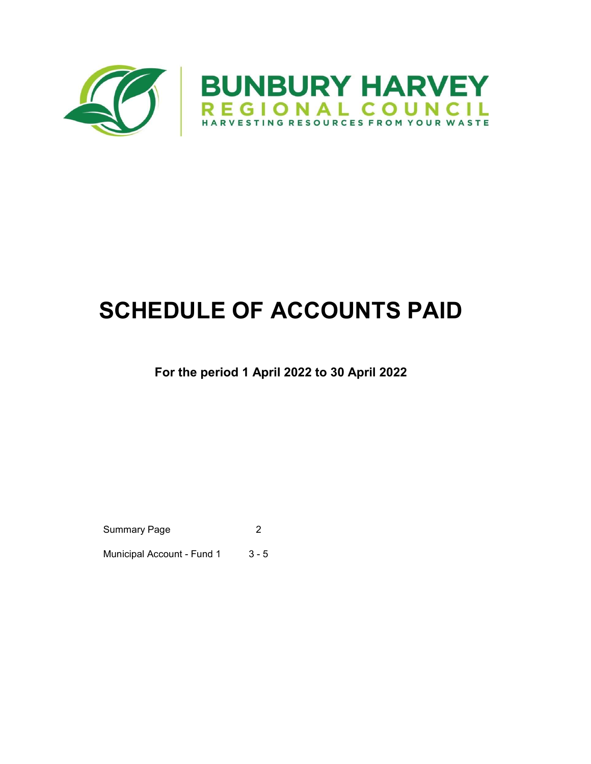BUNBURY HARVEY
REGIONAL COUNCIL
HARVESTING RESOURCES FROM YOUR WASTE

# SCHEDULE OF ACCOUNTS PAID

**For the period 1 April 2022 to 30 April 2022**

| | |
|---|---|
| Summary Page | 2 |
| Municipal Account - Fund 1 | 3 - 5 |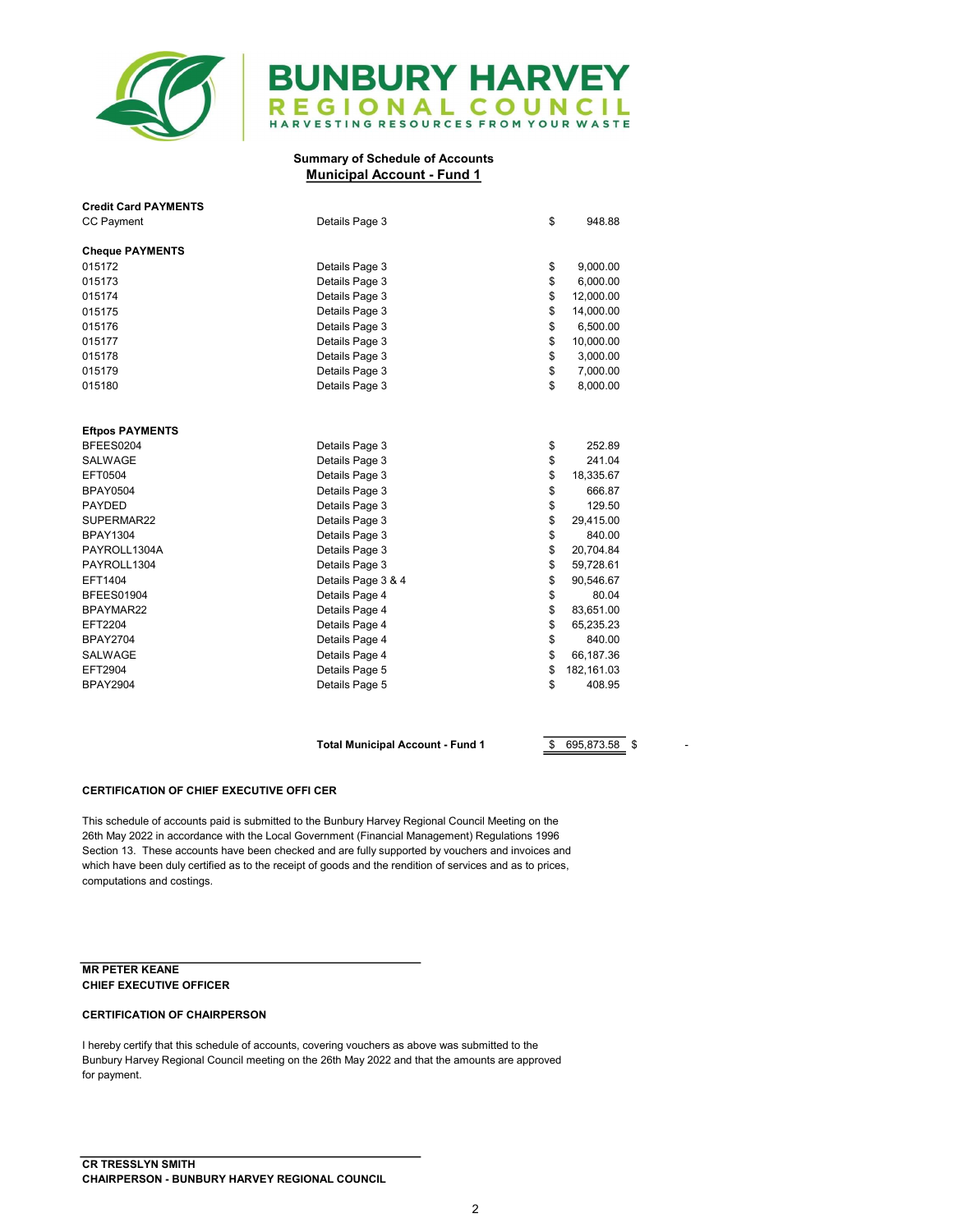# BUNBURY HARVEY REGIONAL COUNCIL

HARVESTING RESOURCES FROM YOUR WASTE

## Summary of Schedule of Accounts

## Municipal Account - Fund 1

| | | | |
|---|---|---|---|
| **Credit Card PAYMENTS** | | | |
| CC Payment | Details Page 3 | $ | 948.88 |
| **Cheque PAYMENTS** | | | |
| 015172 | Details Page 3 | $ | 9,000.00 |
| 015173 | Details Page 3 | $ | 6,000.00 |
| 015174 | Details Page 3 | $ | 12,000.00 |
| 015175 | Details Page 3 | $ | 14,000.00 |
| 015176 | Details Page 3 | $ | 6,500.00 |
| 015177 | Details Page 3 | $ | 10,000.00 |
| 015178 | Details Page 3 | $ | 3,000.00 |
| 015179 | Details Page 3 | $ | 7,000.00 |
| 015180 | Details Page 3 | $ | 8,000.00 |
| **Eftpos PAYMENTS** | | | |
| BFEES0204 | Details Page 3 | $ | 252.89 |
| SALWAGE | Details Page 3 | $ | 241.04 |
| EFT0504 | Details Page 3 | $ | 18,335.67 |
| BPAY0504 | Details Page 3 | $ | 666.87 |
| PAYDED | Details Page 3 | $ | 129.50 |
| SUPERMAR22 | Details Page 3 | $ | 29,415.00 |
| BPAY1304 | Details Page 3 | $ | 840.00 |
| PAYROLL1304A | Details Page 3 | $ | 20,704.84 |
| PAYROLL1304 | Details Page 3 | $ | 59,728.61 |
| EFT1404 | Details Page 3 & 4 | $ | 90,546.67 |
| BFEES01904 | Details Page 4 | $ | 80.04 |
| BPAYMAR22 | Details Page 4 | $ | 83,651.00 |
| EFT2204 | Details Page 4 | $ | 65,235.23 |
| BPAY2704 | Details Page 4 | $ | 840.00 |
| SALWAGE | Details Page 4 | $ | 66,187.36 |
| EFT2904 | Details Page 5 | $ | 182,161.03 |
| BPAY2904 | Details Page 5 | $ | 408.95 |
| | **Total Municipal Account - Fund 1** | $ | 695,873.58 |

$ -

**CERTIFICATION OF CHIEF EXECUTIVE OFFI CER**

This schedule of accounts paid is submitted to the Bunbury Harvey Regional Council Meeting on the 26th May 2022 in accordance with the Local Government (Financial Management) Regulations 1996 Section 13. These accounts have been checked and are fully supported by vouchers and invoices and which have been duly certified as to the receipt of goods and the rendition of services and as to prices, computations and costings.

**MR PETER KEANE**
**CHIEF EXECUTIVE OFFICER**

**CERTIFICATION OF CHAIRPERSON**

I hereby certify that this schedule of accounts, covering vouchers as above was submitted to the Bunbury Harvey Regional Council meeting on the 26th May 2022 and that the amounts are approved for payment.

**CR TRESSLYN SMITH**
**CHAIRPERSON - BUNBURY HARVEY REGIONAL COUNCIL**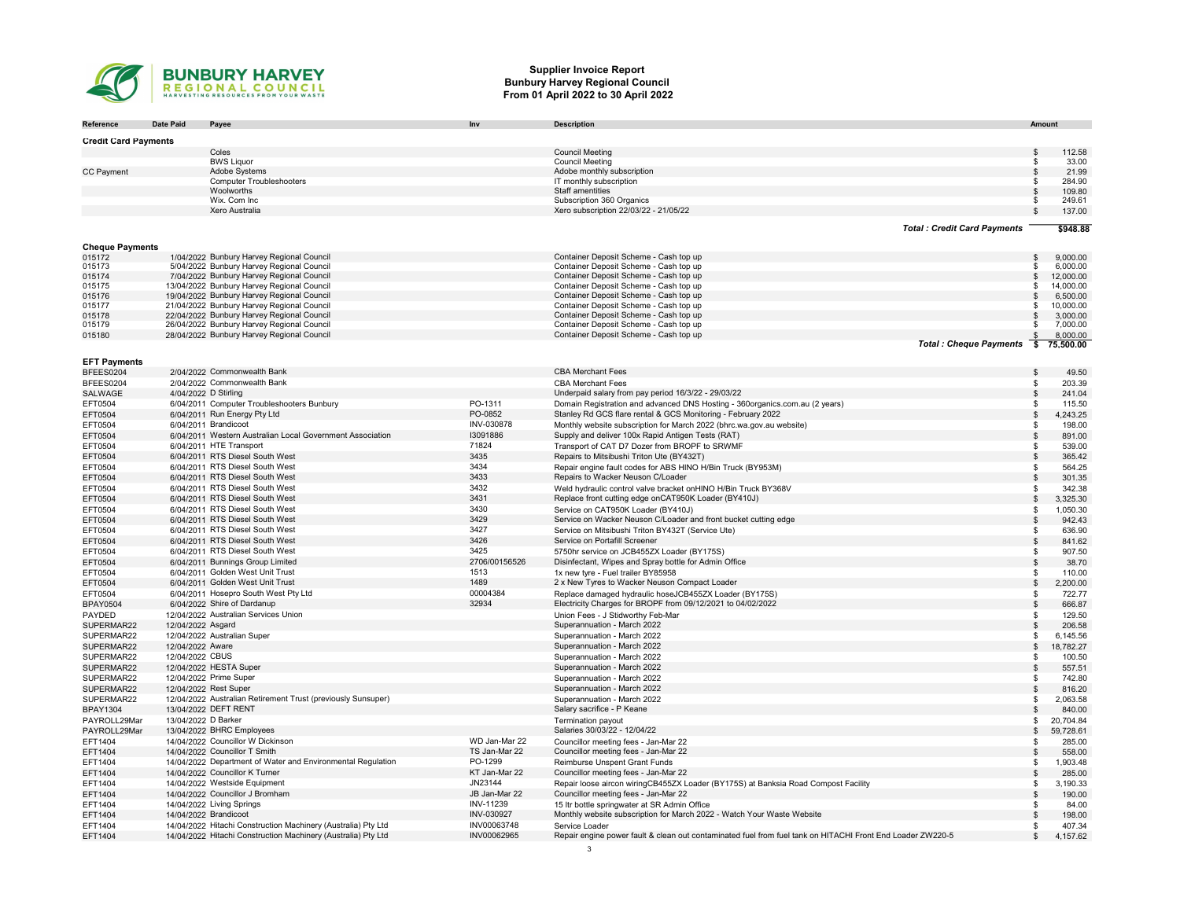# Supplier Invoice Report
## Bunbury Harvey Regional Council
### From 01 April 2022 to 30 April 2022

| Reference | Date Paid | Payee | Inv | Description | Amount |
|---|---|---|---|---|---|
| **Credit Card Payments** | | | | | |
| | | Coles | | Council Meeting | $ 112.58 |
| | | BWS Liquor | | Council Meeting | $ 33.00 |
| CC Payment | | Adobe Systems | | Adobe monthly subscription | $ 21.99 |
| | | Computer Troubleshooters | | IT monthly subscription | $ 284.90 |
| | | Woolworths | | Staff amentities | $ 109.80 |
| | | Wix. Com Inc | | Subscription 360 Organics | $ 249.61 |
| | | Xero Australia | | Xero subscription 22/03/22 - 21/05/22 | $ 137.00 |
| | | | | **Total : Credit Card Payments** | **$948.88** |
| **Cheque Payments** | | | | | |
| 015172 | 1/04/2022 | Bunbury Harvey Regional Council | | Container Deposit Scheme - Cash top up | $ 9,000.00 |
| 015173 | 5/04/2022 | Bunbury Harvey Regional Council | | Container Deposit Scheme - Cash top up | $ 6,000.00 |
| 015174 | 7/04/2022 | Bunbury Harvey Regional Council | | Container Deposit Scheme - Cash top up | $ 12,000.00 |
| 015175 | 13/04/2022 | Bunbury Harvey Regional Council | | Container Deposit Scheme - Cash top up | $ 14,000.00 |
| 015176 | 19/04/2022 | Bunbury Harvey Regional Council | | Container Deposit Scheme - Cash top up | $ 6,500.00 |
| 015177 | 21/04/2022 | Bunbury Harvey Regional Council | | Container Deposit Scheme - Cash top up | $ 10,000.00 |
| 015178 | 22/04/2022 | Bunbury Harvey Regional Council | | Container Deposit Scheme - Cash top up | $ 3,000.00 |
| 015179 | 26/04/2022 | Bunbury Harvey Regional Council | | Container Deposit Scheme - Cash top up | $ 7,000.00 |
| 015180 | 28/04/2022 | Bunbury Harvey Regional Council | | Container Deposit Scheme - Cash top up | $ 8,000.00 |
| | | | | **Total : Cheque Payments** | **$ 75,500.00** |
| **EFT Payments** | | | | | |
| BFEES0204 | 2/04/2022 | Commonwealth Bank | | CBA Merchant Fees | $ 49.50 |
| BFEES0204 | 2/04/2022 | Commonwealth Bank | | CBA Merchant Fees | $ 203.39 |
| SALWAGE | 4/04/2022 | D Stirling | | Underpaid salary from pay period 16/3/22 - 29/03/22 | $ 241.04 |
| EFT0504 | 6/04/2011 | Computer Troubleshooters Bunbury | PO-1311 | Domain Registration and advanced DNS Hosting - 360organics.com.au (2 years) | $ 115.50 |
| EFT0504 | 6/04/2011 | Run Energy Pty Ltd | PO-0852 | Stanley Rd GCS flare rental & GCS Monitoring - February 2022 | $ 4,243.25 |
| EFT0504 | 6/04/2011 | Brandicoot | INV-030878 | Monthly website subscription for March 2022 (bhrc.wa.gov.au website) | $ 198.00 |
| EFT0504 | 6/04/2011 | Western Australian Local Government Association | I3091886 | Supply and deliver 100x Rapid Antigen Tests (RAT) | $ 891.00 |
| EFT0504 | 6/04/2011 | HTE Transport | 71824 | Transport of CAT D7 Dozer from BROPF to SRWMF | $ 539.00 |
| EFT0504 | 6/04/2011 | RTS Diesel South West | 3435 | Repairs to Mitsibushi Triton Ute (BY432T) | $ 365.42 |
| EFT0504 | 6/04/2011 | RTS Diesel South West | 3434 | Repair engine fault codes for ABS HINO H/Bin Truck (BY953M) | $ 564.25 |
| EFT0504 | 6/04/2011 | RTS Diesel South West | 3433 | Repairs to Wacker Neuson C/Loader | $ 301.35 |
| EFT0504 | 6/04/2011 | RTS Diesel South West | 3432 | Weld hydraulic control valve bracket onHINO H/Bin Truck BY368V | $ 342.38 |
| EFT0504 | 6/04/2011 | RTS Diesel South West | 3431 | Replace front cutting edge onCAT950K Loader (BY410J) | $ 3,325.30 |
| EFT0504 | 6/04/2011 | RTS Diesel South West | 3430 | Service on CAT950K Loader (BY410J) | $ 1,050.30 |
| EFT0504 | 6/04/2011 | RTS Diesel South West | 3429 | Service on Wacker Neuson C/Loader and front bucket cutting edge | $ 942.43 |
| EFT0504 | 6/04/2011 | RTS Diesel South West | 3427 | Service on Mitsibushi Triton BY432T (Service Ute) | $ 636.90 |
| EFT0504 | 6/04/2011 | RTS Diesel South West | 3426 | Service on Portafill Screener | $ 841.62 |
| EFT0504 | 6/04/2011 | RTS Diesel South West | 3425 | 5750hr service on JCB455ZX Loader (BY175S) | $ 907.50 |
| EFT0504 | 6/04/2011 | Bunnings Group Limited | 2706/00156526 | Disinfectant, Wipes and Spray bottle for Admin Office | $ 38.70 |
| EFT0504 | 6/04/2011 | Golden West Unit Trust | 1513 | 1x new tyre - Fuel trailer BY85958 | $ 110.00 |
| EFT0504 | 6/04/2011 | Golden West Unit Trust | 1489 | 2 x New Tyres to Wacker Neuson Compact Loader | $ 2,200.00 |
| EFT0504 | 6/04/2011 | Hosepro South West Pty Ltd | 00004384 | Replace damaged hydraulic hoseJCB455ZX Loader (BY175S) | $ 722.77 |
| BPAY0504 | 6/04/2022 | Shire of Dardanup | 32934 | Electricity Charges for BROPF from 09/12/2021 to 04/02/2022 | $ 666.87 |
| PAYDED | 12/04/2022 | Australian Services Union | | Union Fees - J Stidworthy Feb-Mar | $ 129.50 |
| SUPERMAR22 | 12/04/2022 | Asgard | | Superannuation - March 2022 | $ 206.58 |
| SUPERMAR22 | 12/04/2022 | Australian Super | | Superannuation - March 2022 | $ 6,145.56 |
| SUPERMAR22 | 12/04/2022 | Aware | | Superannuation - March 2022 | $ 18,782.27 |
| SUPERMAR22 | 12/04/2022 | CBUS | | Superannuation - March 2022 | $ 100.50 |
| SUPERMAR22 | 12/04/2022 | HESTA Super | | Superannuation - March 2022 | $ 557.51 |
| SUPERMAR22 | 12/04/2022 | Prime Super | | Superannuation - March 2022 | $ 742.80 |
| SUPERMAR22 | 12/04/2022 | Rest Super | | Superannuation - March 2022 | $ 816.20 |
| SUPERMAR22 | 12/04/2022 | Australian Retirement Trust (previously Sunsuper) | | Superannuation - March 2022 | $ 2,063.58 |
| BPAY1304 | 13/04/2022 | DEFT RENT | | Salary sacrifice - P Keane | $ 840.00 |
| PAYROLL29Mar | 13/04/2022 | D Barker | | Termination payout | $ 20,704.84 |
| PAYROLL29Mar | 13/04/2022 | BHRC Employees | | Salaries 30/03/22 - 12/04/22 | $ 59,728.61 |
| EFT1404 | 14/04/2022 | Councillor W Dickinson | WD Jan-Mar 22 | Councillor meeting fees - Jan-Mar 22 | $ 285.00 |
| EFT1404 | 14/04/2022 | Councillor T Smith | TS Jan-Mar 22 | Councillor meeting fees - Jan-Mar 22 | $ 558.00 |
| EFT1404 | 14/04/2022 | Department of Water and Environmental Regulation | PO-1299 | Reimburse Unspent Grant Funds | $ 1,903.48 |
| EFT1404 | 14/04/2022 | Councillor K Turner | KT Jan-Mar 22 | Councillor meeting fees - Jan-Mar 22 | $ 285.00 |
| EFT1404 | 14/04/2022 | Westside Equipment | JN23144 | Repair loose aircon wiringCB455ZX Loader (BY175S) at Banksia Road Compost Facility | $ 3,190.33 |
| EFT1404 | 14/04/2022 | Councillor J Bromham | JB Jan-Mar 22 | Councillor meeting fees - Jan-Mar 22 | $ 190.00 |
| EFT1404 | 14/04/2022 | Living Springs | INV-11239 | 15 ltr bottle springwater at SR Admin Office | $ 84.00 |
| EFT1404 | 14/04/2022 | Brandicoot | INV-030927 | Monthly website subscription for March 2022 - Watch Your Waste Website | $ 198.00 |
| EFT1404 | 14/04/2022 | Hitachi Construction Machinery (Australia) Pty Ltd | INV00063748 | Service Loader | $ 407.34 |
| EFT1404 | 14/04/2022 | Hitachi Construction Machinery (Australia) Pty Ltd | INV00062965 | Repair engine power fault & clean out contaminated fuel from fuel tank on HITACHI Front End Loader ZW220-5 | $ 4,157.62 |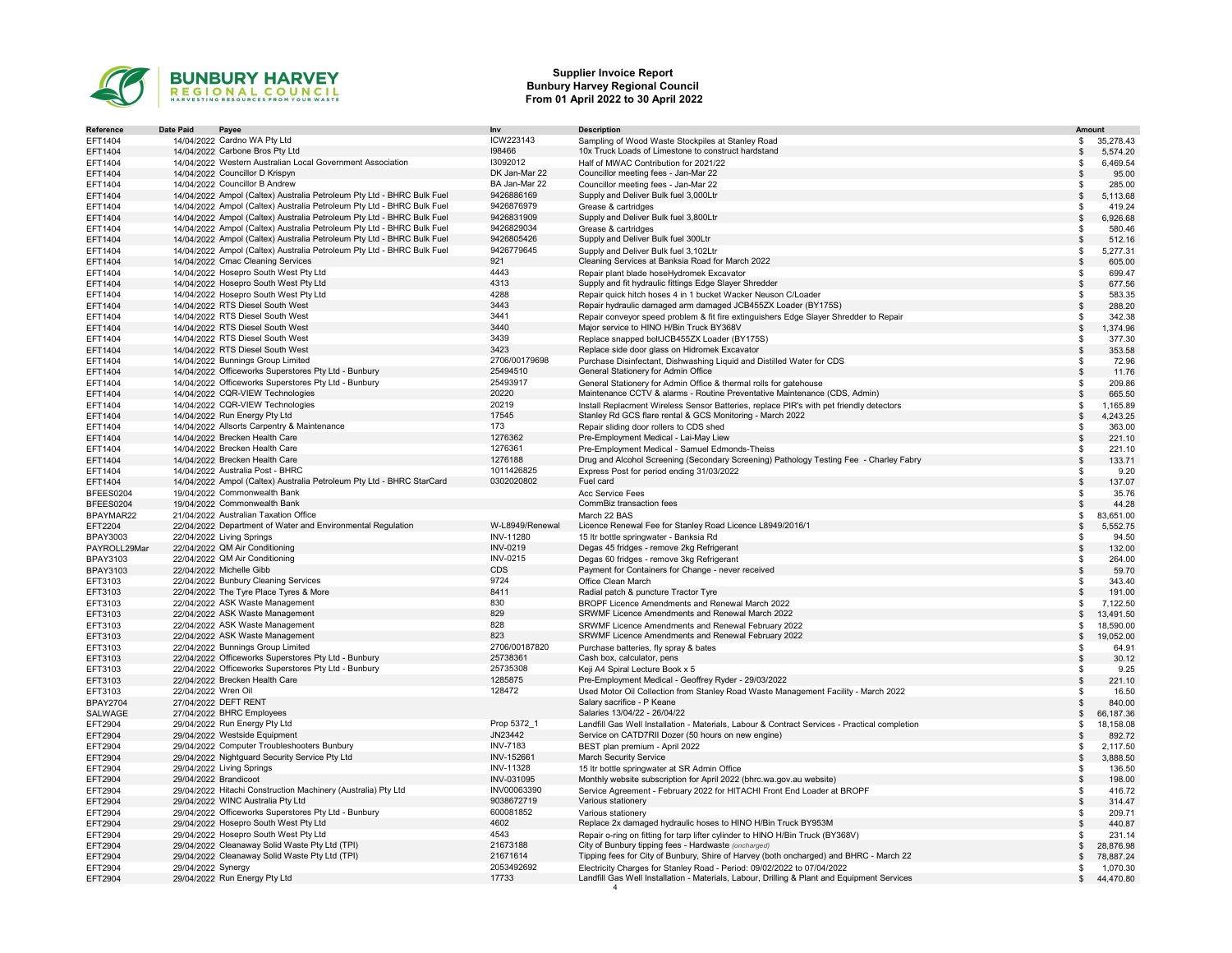**Supplier Invoice Report**
**Bunbury Harvey Regional Council**
**From 01 April 2022 to 30 April 2022**

| Reference | Date Paid | Payee | Inv | Description | Amount |
|---|---|---|---|---|---|
| EFT1404 | 14/04/2022 | Cardno WA Pty Ltd | ICW223143 | Sampling of Wood Waste Stockpiles at Stanley Road | $ 35,278.43 |
| EFT1404 | 14/04/2022 | Carbone Bros Pty Ltd | I98466 | 10x Truck Loads of Limestone to construct hardstand | $ 5,574.20 |
| EFT1404 | 14/04/2022 | Western Australian Local Government Association | I3092012 | Half of MWAC Contribution for 2021/22 | $ 6,469.54 |
| EFT1404 | 14/04/2022 | Councillor D Krispyn | DK Jan-Mar 22 | Councillor meeting fees - Jan-Mar 22 | $ 95.00 |
| EFT1404 | 14/04/2022 | Councillor B Andrew | BA Jan-Mar 22 | Councillor meeting fees - Jan-Mar 22 | $ 285.00 |
| EFT1404 | 14/04/2022 | Ampol (Caltex) Australia Petroleum Pty Ltd - BHRC Bulk Fuel | 9426886169 | Supply and Deliver Bulk fuel 3,000Ltr | $ 5,113.68 |
| EFT1404 | 14/04/2022 | Ampol (Caltex) Australia Petroleum Pty Ltd - BHRC Bulk Fuel | 9426876979 | Grease & cartridges | $ 419.24 |
| EFT1404 | 14/04/2022 | Ampol (Caltex) Australia Petroleum Pty Ltd - BHRC Bulk Fuel | 9426831909 | Supply and Deliver Bulk fuel 3,800Ltr | $ 6,926.68 |
| EFT1404 | 14/04/2022 | Ampol (Caltex) Australia Petroleum Pty Ltd - BHRC Bulk Fuel | 9426829034 | Grease & cartridges | $ 580.46 |
| EFT1404 | 14/04/2022 | Ampol (Caltex) Australia Petroleum Pty Ltd - BHRC Bulk Fuel | 9426805426 | Supply and Deliver Bulk fuel 300Ltr | $ 512.16 |
| EFT1404 | 14/04/2022 | Ampol (Caltex) Australia Petroleum Pty Ltd - BHRC Bulk Fuel | 9426779645 | Supply and Deliver Bulk fuel 3,102Ltr | $ 5,277.31 |
| EFT1404 | 14/04/2022 | Cmac Cleaning Services | 921 | Cleaning Services at Banksia Road for March 2022 | $ 605.00 |
| EFT1404 | 14/04/2022 | Hosepro South West Pty Ltd | 4443 | Repair plant blade hoseHydromek Excavator | $ 699.47 |
| EFT1404 | 14/04/2022 | Hosepro South West Pty Ltd | 4313 | Supply and fit hydraulic fittings Edge Slayer Shredder | $ 677.56 |
| EFT1404 | 14/04/2022 | Hosepro South West Pty Ltd | 4288 | Repair quick hitch hoses 4 in 1 bucket Wacker Neuson C/Loader | $ 583.35 |
| EFT1404 | 14/04/2022 | RTS Diesel South West | 3443 | Repair hydraulic damaged arm damaged JCB455ZX Loader (BY175S) | $ 288.20 |
| EFT1404 | 14/04/2022 | RTS Diesel South West | 3441 | Repair conveyor speed problem & fit fire extinguishers Edge Slayer Shredder to Repair | $ 342.38 |
| EFT1404 | 14/04/2022 | RTS Diesel South West | 3440 | Major service to HINO H/Bin Truck BY368V | $ 1,374.96 |
| EFT1404 | 14/04/2022 | RTS Diesel South West | 3439 | Replace snapped boltJCB455ZX Loader (BY175S) | $ 377.30 |
| EFT1404 | 14/04/2022 | RTS Diesel South West | 3423 | Replace side door glass on Hidromek Excavator | $ 353.58 |
| EFT1404 | 14/04/2022 | Bunnings Group Limited | 2706/00179698 | Purchase Disinfectant, Dishwashing Liquid and Distilled Water for CDS | $ 72.96 |
| EFT1404 | 14/04/2022 | Officeworks Superstores Pty Ltd - Bunbury | 25494510 | General Stationery for Admin Office | $ 11.76 |
| EFT1404 | 14/04/2022 | Officeworks Superstores Pty Ltd - Bunbury | 25493917 | General Stationery for Admin Office & thermal rolls for gatehouse | $ 209.86 |
| EFT1404 | 14/04/2022 | CQR-VIEW Technologies | 20220 | Maintenance CCTV & alarms - Routine Preventative Maintenance (CDS, Admin) | $ 665.50 |
| EFT1404 | 14/04/2022 | CQR-VIEW Technologies | 20219 | Install Replacment Wireless Sensor Batteries, replace PIR's with pet friendly detectors | $ 1,165.89 |
| EFT1404 | 14/04/2022 | Run Energy Pty Ltd | 17545 | Stanley Rd GCS flare rental & GCS Monitoring - March 2022 | $ 4,243.25 |
| EFT1404 | 14/04/2022 | Allsorts Carpentry & Maintenance | 173 | Repair sliding door rollers to CDS shed | $ 363.00 |
| EFT1404 | 14/04/2022 | Brecken Health Care | 1276362 | Pre-Employment Medical - Lai-May Liew | $ 221.10 |
| EFT1404 | 14/04/2022 | Brecken Health Care | 1276361 | Pre-Employment Medical - Samuel Edmonds-Theiss | $ 221.10 |
| EFT1404 | 14/04/2022 | Brecken Health Care | 1276188 | Drug and Alcohol Screening (Secondary Screening) Pathology Testing Fee - Charley Fabry | $ 133.71 |
| EFT1404 | 14/04/2022 | Australia Post - BHRC | 1011426825 | Express Post for period ending 31/03/2022 | $ 9.20 |
| EFT1404 | 14/04/2022 | Ampol (Caltex) Australia Petroleum Pty Ltd - BHRC StarCard | 0302020802 | Fuel card | $ 137.07 |
| BFEES0204 | 19/04/2022 | Commonwealth Bank | | Acc Service Fees | $ 35.76 |
| BFEES0204 | 19/04/2022 | Commonwealth Bank | | CommBiz transaction fees | $ 44.28 |
| BPAYMAR22 | 21/04/2022 | Australian Taxation Office | | March 22 BAS | $ 83,651.00 |
| EFT2204 | 22/04/2022 | Department of Water and Environmental Regulation | W-L8949/Renewal | Licence Renewal Fee for Stanley Road Licence L8949/2016/1 | $ 5,552.75 |
| BPAY3003 | 22/04/2022 | Living Springs | INV-11280 | 15 ltr bottle springwater - Banksia Rd | $ 94.50 |
| PAYROLL29Mar | 22/04/2022 | QM Air Conditioning | INV-0219 | Degas 45 fridges - remove 2kg Refrigerant | $ 132.00 |
| BPAY3103 | 22/04/2022 | QM Air Conditioning | INV-0215 | Degas 60 fridges - remove 3kg Refrigerant | $ 264.00 |
| BPAY3103 | 22/04/2022 | Michelle Gibb | CDS | Payment for Containers for Change - never received | $ 59.70 |
| EFT3103 | 22/04/2022 | Bunbury Cleaning Services | 9724 | Office Clean March | $ 343.40 |
| EFT3103 | 22/04/2022 | The Tyre Place Tyres & More | 8411 | Radial patch & puncture Tractor Tyre | $ 191.00 |
| EFT3103 | 22/04/2022 | ASK Waste Management | 830 | BROPF Licence Amendments and Renewal March 2022 | $ 7,122.50 |
| EFT3103 | 22/04/2022 | ASK Waste Management | 829 | SRWMF Licence Amendments and Renewal March 2022 | $ 13,491.50 |
| EFT3103 | 22/04/2022 | ASK Waste Management | 828 | SRWMF Licence Amendments and Renewal February 2022 | $ 18,590.00 |
| EFT3103 | 22/04/2022 | ASK Waste Management | 823 | SRWMF Licence Amendments and Renewal February 2022 | $ 19,052.00 |
| EFT3103 | 22/04/2022 | Bunnings Group Limited | 2706/00187820 | Purchase batteries, fly spray & bates | $ 64.91 |
| EFT3103 | 22/04/2022 | Officeworks Superstores Pty Ltd - Bunbury | 25738361 | Cash box, calculator, pens | $ 30.12 |
| EFT3103 | 22/04/2022 | Officeworks Superstores Pty Ltd - Bunbury | 25735308 | Keji A4 Spiral Lecture Book x 5 | $ 9.25 |
| EFT3103 | 22/04/2022 | Brecken Health Care | 1285875 | Pre-Employment Medical - Geoffrey Ryder - 29/03/2022 | $ 221.10 |
| EFT3103 | 22/04/2022 | Wren Oil | 128472 | Used Motor Oil Collection from Stanley Road Waste Management Facility - March 2022 | $ 16.50 |
| BPAY2704 | 27/04/2022 | DEFT RENT | | Salary sacrifice - P Keane | $ 840.00 |
| SALWAGE | 27/04/2022 | BHRC Employees | | Salaries 13/04/22 - 26/04/22 | $ 66,187.36 |
| EFT2904 | 29/04/2022 | Run Energy Pty Ltd | Prop 5372_1 | Landfill Gas Well Installation - Materials, Labour & Contract Services - Practical completion | $ 18,158.08 |
| EFT2904 | 29/04/2022 | Westside Equipment | JN23442 | Service on CATD7RII Dozer (50 hours on new engine) | $ 892.72 |
| EFT2904 | 29/04/2022 | Computer Troubleshooters Bunbury | INV-7183 | BEST plan premium - April 2022 | $ 2,117.50 |
| EFT2904 | 29/04/2022 | Nightguard Security Service Pty Ltd | INV-152661 | March Security Service | $ 3,888.50 |
| EFT2904 | 29/04/2022 | Living Springs | INV-11328 | 15 ltr bottle springwater at SR Admin Office | $ 136.50 |
| EFT2904 | 29/04/2022 | Brandicoot | INV-031095 | Monthly website subscription for April 2022 (bhrc.wa.gov.au website) | $ 198.00 |
| EFT2904 | 29/04/2022 | Hitachi Construction Machinery (Australia) Pty Ltd | INV00063390 | Service Agreement - February 2022 for HITACHI Front End Loader at BROPF | $ 416.72 |
| EFT2904 | 29/04/2022 | WINC Australia Pty Ltd | 9038672719 | Various stationery | $ 314.47 |
| EFT2904 | 29/04/2022 | Officeworks Superstores Pty Ltd - Bunbury | 600081852 | Various stationery | $ 209.71 |
| EFT2904 | 29/04/2022 | Hosepro South West Pty Ltd | 4602 | Replace 2x damaged hydraulic hoses to HINO H/Bin Truck BY953M | $ 440.87 |
| EFT2904 | 29/04/2022 | Hosepro South West Pty Ltd | 4543 | Repair o-ring on fitting for tarp lifter cylinder to HINO H/Bin Truck (BY368V) | $ 231.14 |
| EFT2904 | 29/04/2022 | Cleanaway Solid Waste Pty Ltd (TPI) | 21673188 | City of Bunbury tipping fees - Hardwaste *(oncharged)* | $ 28,876.98 |
| EFT2904 | 29/04/2022 | Cleanaway Solid Waste Pty Ltd (TPI) | 21671614 | Tipping fees for City of Bunbury, Shire of Harvey (both oncharged) and BHRC - March 22 | $ 78,887.24 |
| EFT2904 | 29/04/2022 | Synergy | 2053492692 | Electricity Charges for Stanley Road - Period: 09/02/2022 to 07/04/2022 | $ 1,070.30 |
| EFT2904 | 29/04/2022 | Run Energy Pty Ltd | 17733 | Landfill Gas Well Installation - Materials, Labour, Drilling & Plant and Equipment Services | $ 44,470.80 |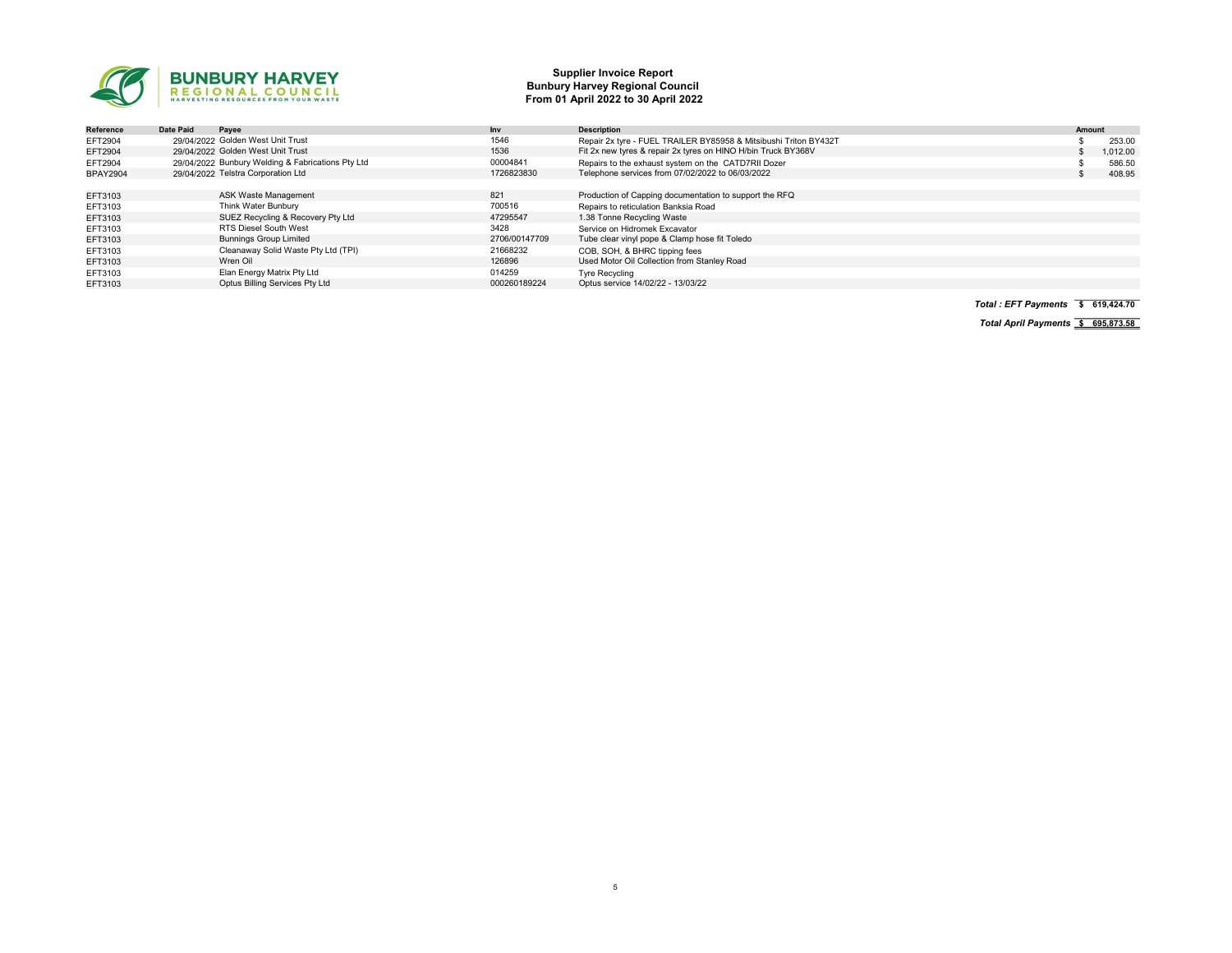**Supplier Invoice Report**
**Bunbury Harvey Regional Council**
**From 01 April 2022 to 30 April 2022**

| Reference | Date Paid | Payee | Inv | Description | Amount |
|---|---|---|---|---|---|
| EFT2904 | 29/04/2022 | Golden West Unit Trust | 1546 | Repair 2x tyre - FUEL TRAILER BY85958 & Mitsibushi Triton BY432T | $ 253.00 |
| EFT2904 | 29/04/2022 | Golden West Unit Trust | 1536 | Fit 2x new tyres & repair 2x tyres on HINO H/bin Truck BY368V | $ 1,012.00 |
| EFT2904 | 29/04/2022 | Bunbury Welding & Fabrications Pty Ltd | 00004841 | Repairs to the exhaust system on the CATD7RII Dozer | $ 586.50 |
| BPAY2904 | 29/04/2022 | Telstra Corporation Ltd | 1726823830 | Telephone services from 07/02/2022 to 06/03/2022 | $ 408.95 |
| EFT3103 | | ASK Waste Management | 821 | Production of Capping documentation to support the RFQ | |
| EFT3103 | | Think Water Bunbury | 700516 | Repairs to reticulation Banksia Road | |
| EFT3103 | | SUEZ Recycling & Recovery Pty Ltd | 47295547 | 1.38 Tonne Recycling Waste | |
| EFT3103 | | RTS Diesel South West | 3428 | Service on Hidromek Excavator | |
| EFT3103 | | Bunnings Group Limited | 2706/00147709 | Tube clear vinyl pope & Clamp hose fit Toledo | |
| EFT3103 | | Cleanaway Solid Waste Pty Ltd (TPI) | 21668232 | COB, SOH, & BHRC tipping fees | |
| EFT3103 | | Wren Oil | 126896 | Used Motor Oil Collection from Stanley Road | |
| EFT3103 | | Elan Energy Matrix Pty Ltd | 014259 | Tyre Recycling | |
| EFT3103 | | Optus Billing Services Pty Ltd | 000260189224 | Optus service 14/02/22 - 13/03/22 | |

***Total : EFT Payments*** **$ 619,424.70**

***Total April Payments*** **$ 695,873.58**